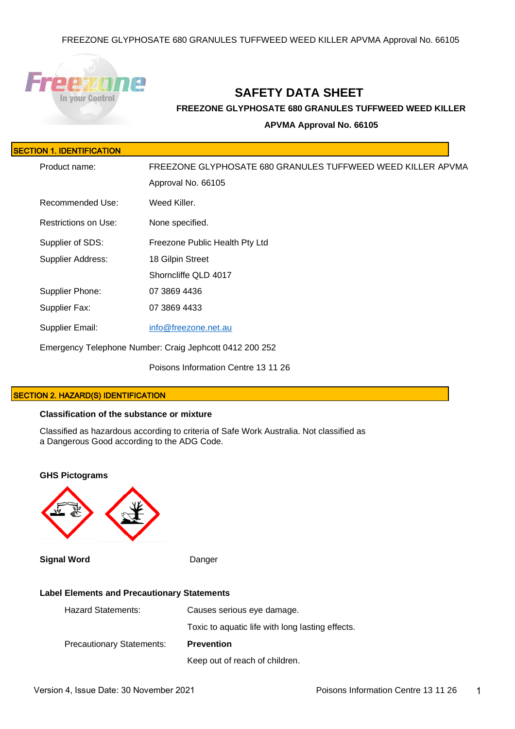# SAFETY DATA SHEET

**FREEZONE GLYPHOSATE 680 GRANULES TUFFWEED WEED KILLER**

**APVMA Approval No. 66105**

## SECTION 1. IDENTIFICATION

| | |
|---|---|
| Product name: | FREEZONE GLYPHOSATE 680 GRANULES TUFFWEED WEED KILLER APVMA Approval No. 66105 |
| Recommended Use: | Weed Killer. |
| Restrictions on Use: | None specified. |
| Supplier of SDS: | Freezone Public Health Pty Ltd |
| Supplier Address: | 18 Gilpin Street<br>Shorncliffe QLD 4017 |
| Supplier Phone: | 07 3869 4436 |
| Supplier Fax: | 07 3869 4433 |
| Supplier Email: | info@freezone.net.au |

Emergency Telephone Number: Craig Jephcott 0412 200 252

Poisons Information Centre 13 11 26

## SECTION 2. HAZARD(S) IDENTIFICATION

**Classification of the substance or mixture**

Classified as hazardous according to criteria of Safe Work Australia. Not classified as a Dangerous Good according to the ADG Code.

**GHS Pictograms**

**Signal Word** Danger

**Label Elements and Precautionary Statements**

| | |
|---|---|
| Hazard Statements: | Causes serious eye damage. |
| | Toxic to aquatic life with long lasting effects. |
| Precautionary Statements: | **Prevention** |
| | Keep out of reach of children. |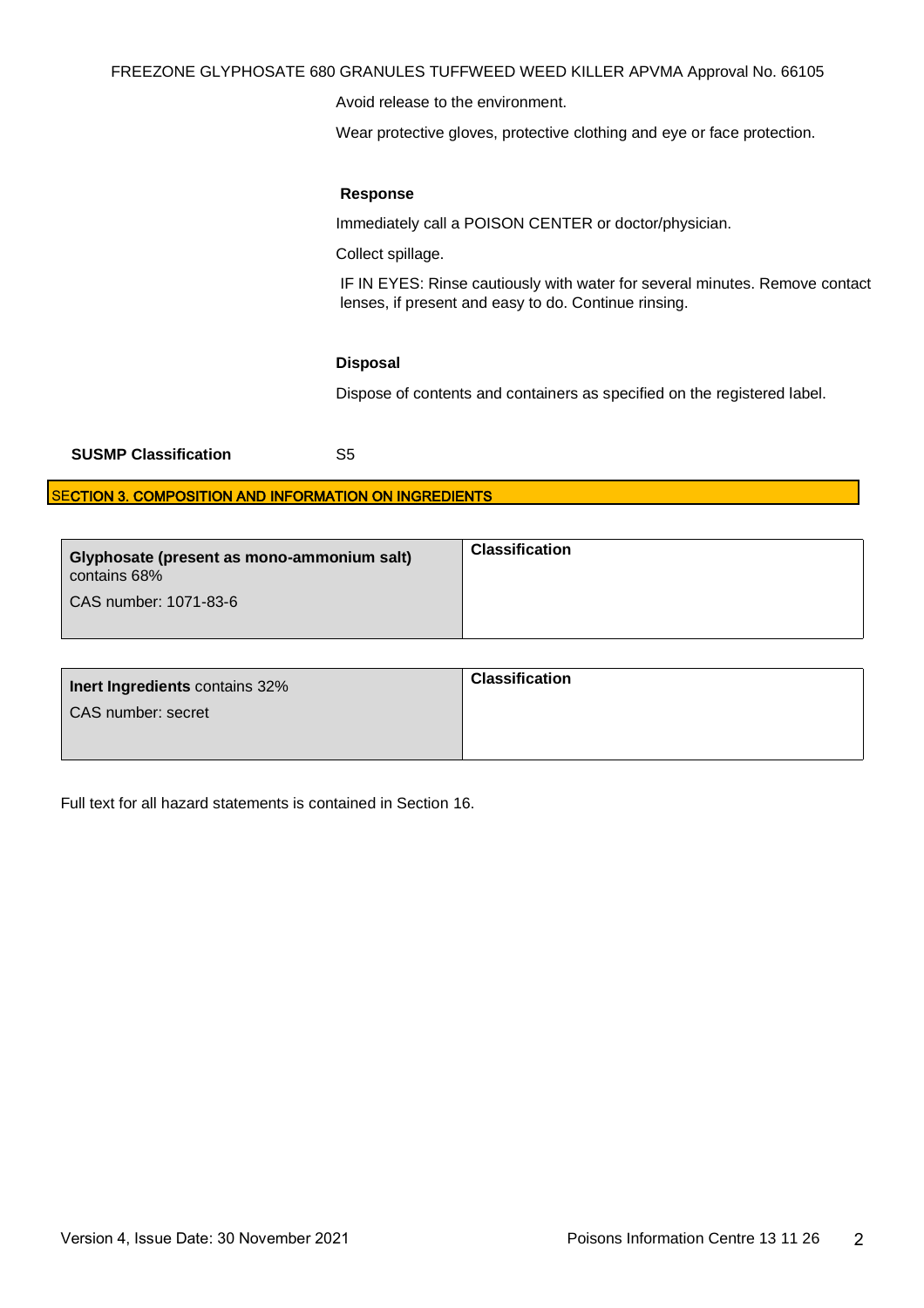Avoid release to the environment.

Wear protective gloves, protective clothing and eye or face protection.

**Response**

Immediately call a POISON CENTER or doctor/physician.

Collect spillage.

IF IN EYES: Rinse cautiously with water for several minutes. Remove contact lenses, if present and easy to do. Continue rinsing.

**Disposal**

Dispose of contents and containers as specified on the registered label.

**SUSMP Classification** S5

## SECTION 3. COMPOSITION AND INFORMATION ON INGREDIENTS

| **Glyphosate (present as mono-ammonium salt)** contains 68%<br>CAS number: 1071-83-6 | **Classification** |
|---|---|

| **Inert Ingredients** contains 32%<br>CAS number: secret | **Classification** |
|---|---|

Full text for all hazard statements is contained in Section 16.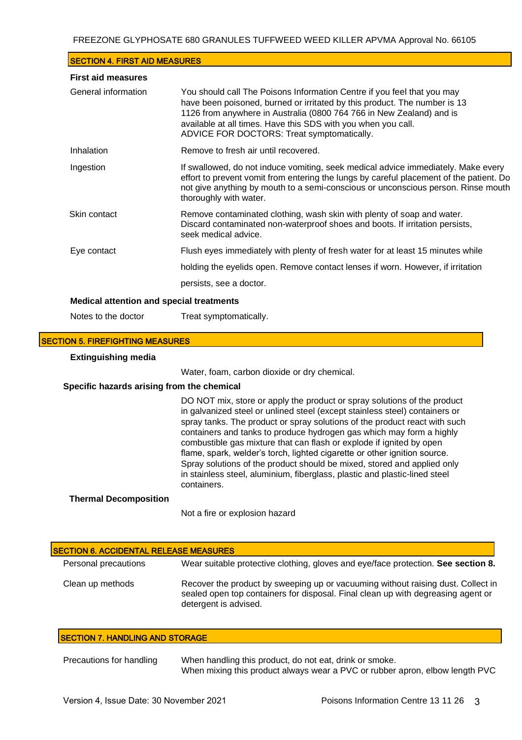## SECTION 4. FIRST AID MEASURES

**First aid measures**

| | |
|---|---|
| General information | You should call The Poisons Information Centre if you feel that you may have been poisoned, burned or irritated by this product. The number is 13 1126 from anywhere in Australia (0800 764 766 in New Zealand) and is available at all times. Have this SDS with you when you call. ADVICE FOR DOCTORS: Treat symptomatically. |
| Inhalation | Remove to fresh air until recovered. |
| Ingestion | If swallowed, do not induce vomiting, seek medical advice immediately. Make every effort to prevent vomit from entering the lungs by careful placement of the patient. Do not give anything by mouth to a semi-conscious or unconscious person. Rinse mouth thoroughly with water. |
| Skin contact | Remove contaminated clothing, wash skin with plenty of soap and water. Discard contaminated non-waterproof shoes and boots. If irritation persists, seek medical advice. |
| Eye contact | Flush eyes immediately with plenty of fresh water for at least 15 minutes while holding the eyelids open. Remove contact lenses if worn. However, if irritation persists, see a doctor. |

**Medical attention and special treatments**

| | |
|---|---|
| Notes to the doctor | Treat symptomatically. |

## SECTION 5. FIREFIGHTING MEASURES

**Extinguishing media**

Water, foam, carbon dioxide or dry chemical.

**Specific hazards arising from the chemical**

DO NOT mix, store or apply the product or spray solutions of the product in galvanized steel or unlined steel (except stainless steel) containers or spray tanks. The product or spray solutions of the product react with such containers and tanks to produce hydrogen gas which may form a highly combustible gas mixture that can flash or explode if ignited by open flame, spark, welder's torch, lighted cigarette or other ignition source. Spray solutions of the product should be mixed, stored and applied only in stainless steel, aluminium, fiberglass, plastic and plastic-lined steel containers.

**Thermal Decomposition**

Not a fire or explosion hazard

## SECTION 6. ACCIDENTAL RELEASE MEASURES

| | |
|---|---|
| Personal precautions | Wear suitable protective clothing, gloves and eye/face protection. **See section 8.** |
| Clean up methods | Recover the product by sweeping up or vacuuming without raising dust. Collect in sealed open top containers for disposal. Final clean up with degreasing agent or detergent is advised. |

## SECTION 7. HANDLING AND STORAGE

| | |
|---|---|
| Precautions for handling | When handling this product, do not eat, drink or smoke. When mixing this product always wear a PVC or rubber apron, elbow length PVC |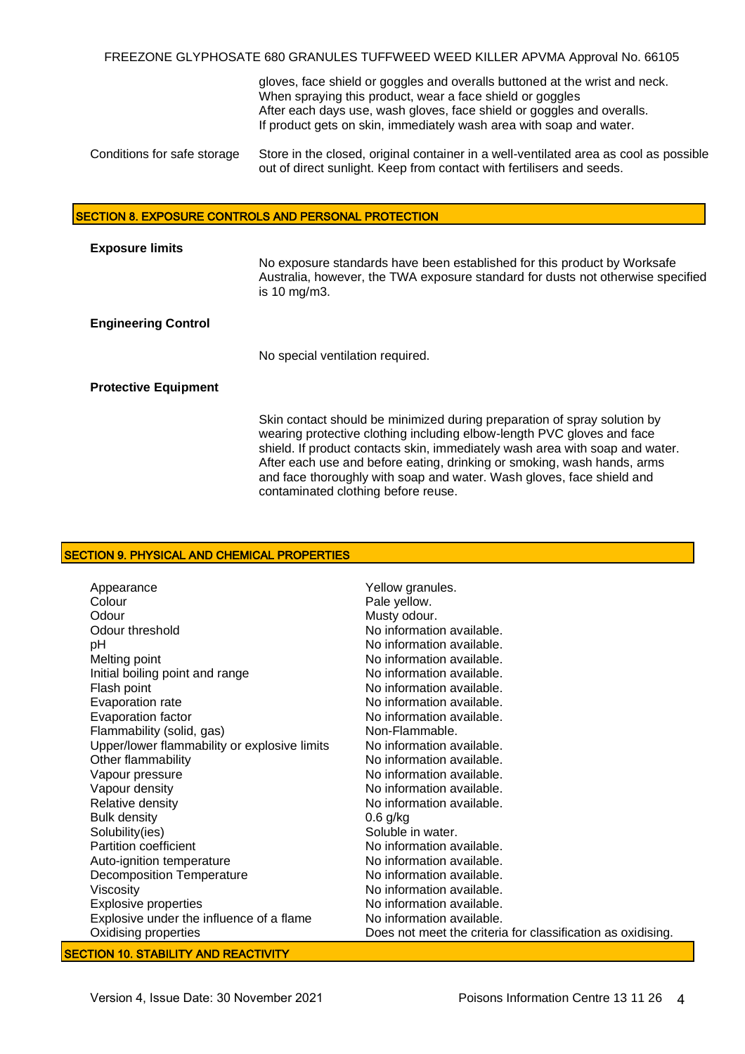gloves, face shield or goggles and overalls buttoned at the wrist and neck. When spraying this product, wear a face shield or goggles
After each days use, wash gloves, face shield or goggles and overalls.
If product gets on skin, immediately wash area with soap and water.

| | |
|---|---|
| Conditions for safe storage | Store in the closed, original container in a well-ventilated area as cool as possible out of direct sunlight. Keep from contact with fertilisers and seeds. |

## SECTION 8. EXPOSURE CONTROLS AND PERSONAL PROTECTION

**Exposure limits**

No exposure standards have been established for this product by Worksafe Australia, however, the TWA exposure standard for dusts not otherwise specified is 10 mg/m3.

**Engineering Control**

No special ventilation required.

**Protective Equipment**

Skin contact should be minimized during preparation of spray solution by wearing protective clothing including elbow-length PVC gloves and face shield. If product contacts skin, immediately wash area with soap and water. After each use and before eating, drinking or smoking, wash hands, arms and face thoroughly with soap and water. Wash gloves, face shield and contaminated clothing before reuse.

## SECTION 9. PHYSICAL AND CHEMICAL PROPERTIES

| | |
|---|---|
| Appearance | Yellow granules. |
| Colour | Pale yellow. |
| Odour | Musty odour. |
| Odour threshold | No information available. |
| pH | No information available. |
| Melting point | No information available. |
| Initial boiling point and range | No information available. |
| Flash point | No information available. |
| Evaporation rate | No information available. |
| Evaporation factor | No information available. |
| Flammability (solid, gas) | Non-Flammable. |
| Upper/lower flammability or explosive limits | No information available. |
| Other flammability | No information available. |
| Vapour pressure | No information available. |
| Vapour density | No information available. |
| Relative density | No information available. |
| Bulk density | 0.6 g/kg |
| Solubility(ies) | Soluble in water. |
| Partition coefficient | No information available. |
| Auto-ignition temperature | No information available. |
| Decomposition Temperature | No information available. |
| Viscosity | No information available. |
| Explosive properties | No information available. |
| Explosive under the influence of a flame | No information available. |
| Oxidising properties | Does not meet the criteria for classification as oxidising. |

## SECTION 10. STABILITY AND REACTIVITY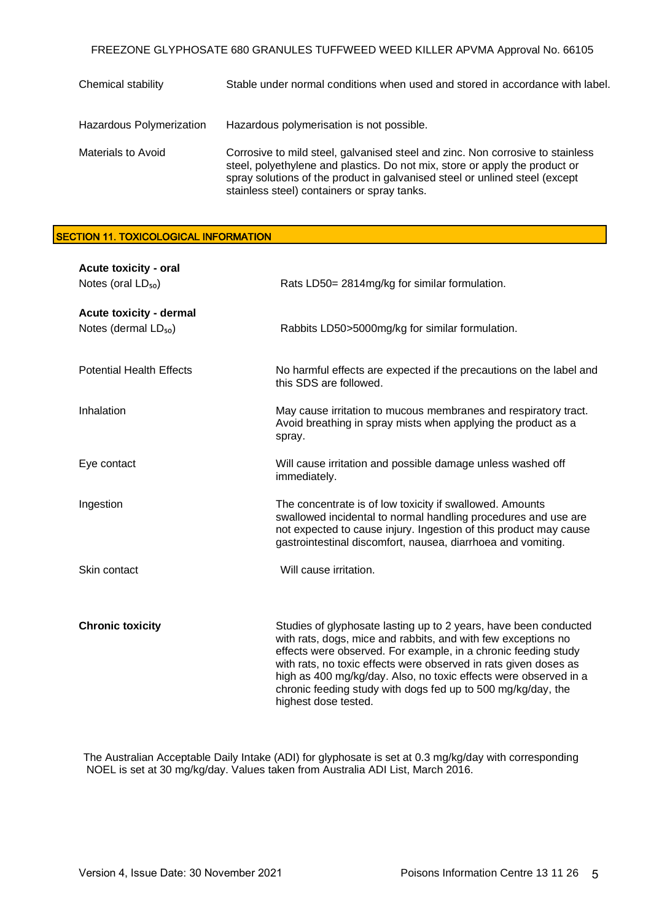| | |
|---|---|
| Chemical stability | Stable under normal conditions when used and stored in accordance with label. |
| Hazardous Polymerization | Hazardous polymerisation is not possible. |
| Materials to Avoid | Corrosive to mild steel, galvanised steel and zinc. Non corrosive to stainless steel, polyethylene and plastics. Do not mix, store or apply the product or spray solutions of the product in galvanised steel or unlined steel (except stainless steel) containers or spray tanks. |

## SECTION 11. TOXICOLOGICAL INFORMATION

**Acute toxicity - oral**

| | |
|---|---|
| Notes (oral $LD_{50}$) | Rats LD50= 2814mg/kg for similar formulation. |

**Acute toxicity - dermal**

| | |
|---|---|
| Notes (dermal $LD_{50}$) | Rabbits LD50>5000mg/kg for similar formulation. |
| Potential Health Effects | No harmful effects are expected if the precautions on the label and this SDS are followed. |
| Inhalation | May cause irritation to mucous membranes and respiratory tract. Avoid breathing in spray mists when applying the product as a spray. |
| Eye contact | Will cause irritation and possible damage unless washed off immediately. |
| Ingestion | The concentrate is of low toxicity if swallowed. Amounts swallowed incidental to normal handling procedures and use are not expected to cause injury. Ingestion of this product may cause gastrointestinal discomfort, nausea, diarrhoea and vomiting. |
| Skin contact | Will cause irritation. |
| **Chronic toxicity** | Studies of glyphosate lasting up to 2 years, have been conducted with rats, dogs, mice and rabbits, and with few exceptions no effects were observed. For example, in a chronic feeding study with rats, no toxic effects were observed in rats given doses as high as 400 mg/kg/day. Also, no toxic effects were observed in a chronic feeding study with dogs fed up to 500 mg/kg/day, the highest dose tested. |

The Australian Acceptable Daily Intake (ADI) for glyphosate is set at 0.3 mg/kg/day with corresponding NOEL is set at 30 mg/kg/day. Values taken from Australia ADI List, March 2016.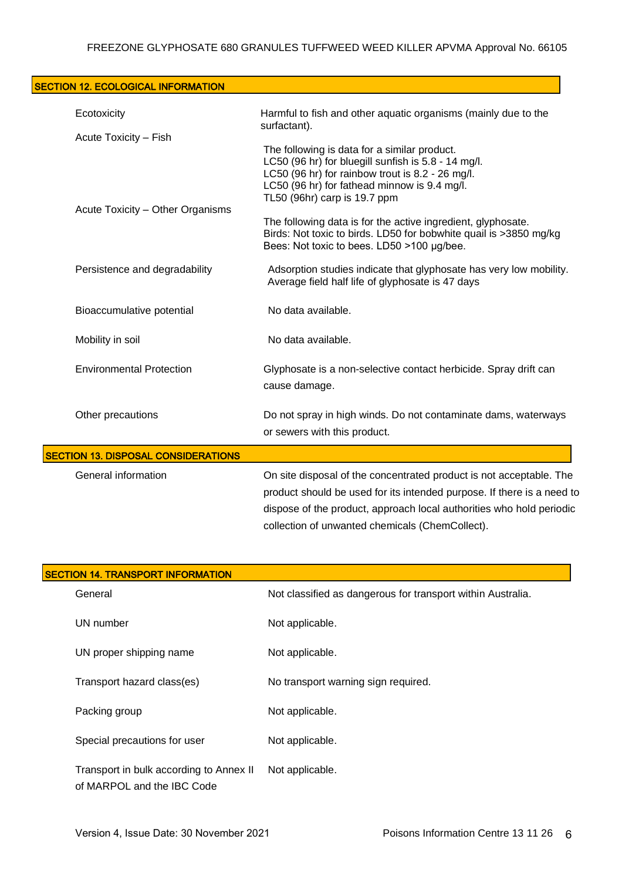## SECTION 12. ECOLOGICAL INFORMATION

| | |
|---|---|
| Ecotoxicity | Harmful to fish and other aquatic organisms (mainly due to the surfactant). |
| Acute Toxicity – Fish | The following is data for a similar product.<br>LC50 (96 hr) for bluegill sunfish is 5.8 - 14 mg/l.<br>LC50 (96 hr) for rainbow trout is 8.2 - 26 mg/l.<br>LC50 (96 hr) for fathead minnow is 9.4 mg/l.<br>TL50 (96hr) carp is 19.7 ppm |
| Acute Toxicity – Other Organisms | The following data is for the active ingredient, glyphosate.<br>Birds: Not toxic to birds. LD50 for bobwhite quail is >3850 mg/kg<br>Bees: Not toxic to bees. LD50 >100 µg/bee. |
| Persistence and degradability | Adsorption studies indicate that glyphosate has very low mobility. Average field half life of glyphosate is 47 days |
| Bioaccumulative potential | No data available. |
| Mobility in soil | No data available. |
| Environmental Protection | Glyphosate is a non-selective contact herbicide. Spray drift can cause damage. |
| Other precautions | Do not spray in high winds. Do not contaminate dams, waterways or sewers with this product. |

## SECTION 13. DISPOSAL CONSIDERATIONS

| | |
|---|---|
| General information | On site disposal of the concentrated product is not acceptable. The product should be used for its intended purpose. If there is a need to dispose of the product, approach local authorities who hold periodic collection of unwanted chemicals (ChemCollect). |

## SECTION 14. TRANSPORT INFORMATION

| | |
|---|---|
| General | Not classified as dangerous for transport within Australia. |
| UN number | Not applicable. |
| UN proper shipping name | Not applicable. |
| Transport hazard class(es) | No transport warning sign required. |
| Packing group | Not applicable. |
| Special precautions for user | Not applicable. |
| Transport in bulk according to Annex II of MARPOL and the IBC Code | Not applicable. |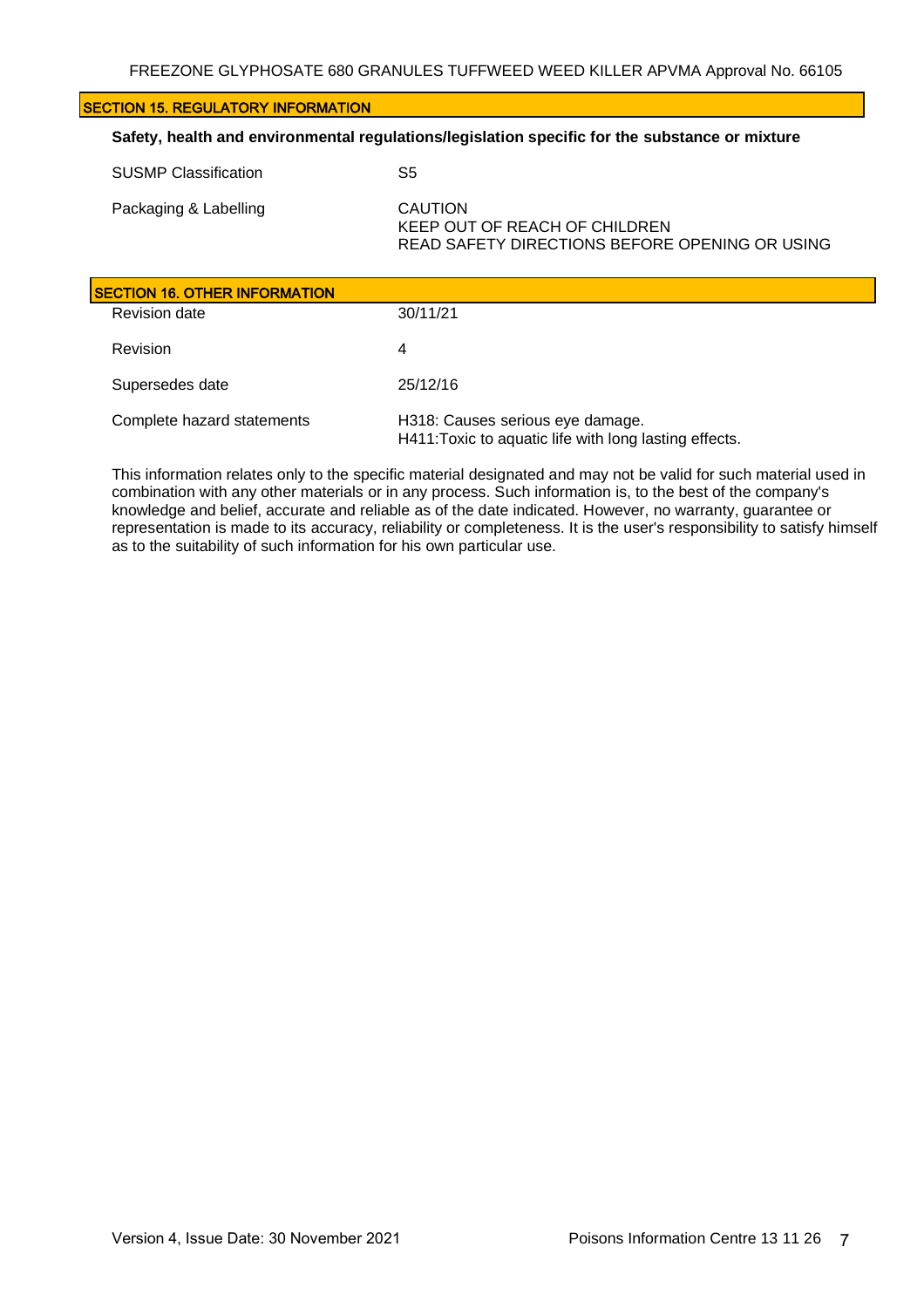## SECTION 15. REGULATORY INFORMATION

**Safety, health and environmental regulations/legislation specific for the substance or mixture**

| | |
|---|---|
| SUSMP Classification | S5 |
| Packaging & Labelling | CAUTION<br>KEEP OUT OF REACH OF CHILDREN<br>READ SAFETY DIRECTIONS BEFORE OPENING OR USING |

## SECTION 16. OTHER INFORMATION

| | |
|---|---|
| Revision date | 30/11/21 |
| Revision | 4 |
| Supersedes date | 25/12/16 |
| Complete hazard statements | H318: Causes serious eye damage.<br>H411:Toxic to aquatic life with long lasting effects. |

This information relates only to the specific material designated and may not be valid for such material used in combination with any other materials or in any process. Such information is, to the best of the company's knowledge and belief, accurate and reliable as of the date indicated. However, no warranty, guarantee or representation is made to its accuracy, reliability or completeness. It is the user's responsibility to satisfy himself as to the suitability of such information for his own particular use.